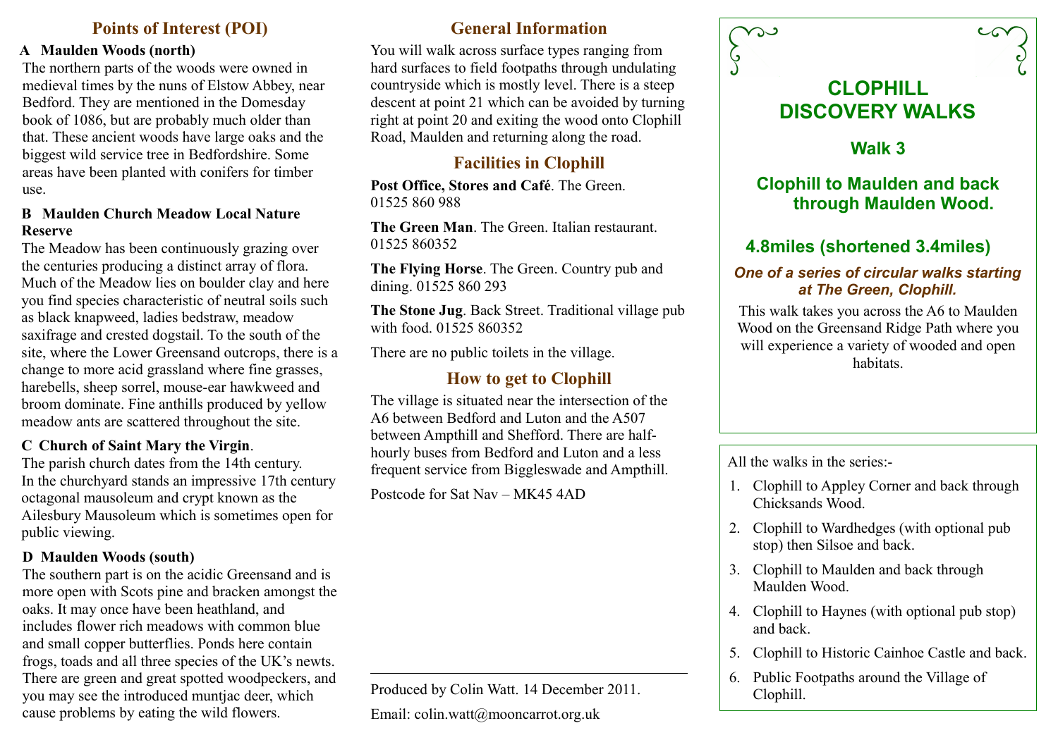## Points of Interest (POI)

### A Maulden Woods (north)

The northern parts of the woods were owned in medieval times by the nuns of Elstow Abbey, near Bedford. They are mentioned in the Domesday book of 1086, but are probably much older than that. These ancient woods have large oaks and the biggest wild service tree in Bedfordshire. Some areas have been planted with conifers for timber use.

### B Maulden Church Meadow Local Nature Reserve

The Meadow has been continuously grazing over the centuries producing a distinct array of flora. Much of the Meadow lies on boulder clay and here you find species characteristic of neutral soils such as black knapweed, ladies bedstraw, meadow saxifrage and crested dogstail. To the south of the site, where the Lower Greensand outcrops, there is a change to more acid grassland where fine grasses, harebells, sheep sorrel, mouse-ear hawkweed and broom dominate. Fine anthills produced by yellow meadow ants are scattered throughout the site.

### C Church of Saint Mary the Virgin.

The parish church dates from the 14th century. In the churchyard stands an impressive 17th century octagonal mausoleum and crypt known as the Ailesbury Mausoleum which is sometimes open for public viewing.

### D Maulden Woods (south)

The southern part is on the acidic Greensand and is more open with Scots pine and bracken amongst the oaks. It may once have been heathland, and includes flower rich meadows with common blue and small copper butterflies. Ponds here contain frogs, toads and all three species of the UK's newts. There are green and great spotted woodpeckers, and you may see the introduced muntjac deer, which cause problems by eating the wild flowers.

## General Information

You will walk across surface types ranging from hard surfaces to field footpaths through undulating countryside which is mostly level. There is a steep descent at point 21 which can be avoided by turning right at point 20 and exiting the wood onto Clophill Road, Maulden and returning along the road.

## Facilities in Clophill

**Post Office, Stores and Café**. The Green. 01525 860 988

**The Green Man**. The Green. Italian restaurant. 01525 860352

**The Flying Horse**. The Green. Country pub and dining. 01525 860 293

**The Stone Jug**. Back Street. Traditional village pub with food. 01525 860352

There are no public toilets in the village.

## How to get to Clophill

The village is situated near the intersection of the A6 between Bedford and Luton and the A507 between Ampthill and Shefford. There are half-hourly buses from Bedford and Luton and a less frequent service from Biggleswade and Ampthill.

Postcode for Sat Nav – MK45 4AD

---

Produced by Colin Watt. 14 December 2011.

Email: colin.watt@mooncarrot.org.uk

# CLOPHILL DISCOVERY WALKS

## Walk 3

## Clophill to Maulden and back through Maulden Wood.

## 4.8miles (shortened 3.4miles)

***One of a series of circular walks starting at The Green, Clophill.***

This walk takes you across the A6 to Maulden Wood on the Greensand Ridge Path where you will experience a variety of wooded and open habitats.

All the walks in the series:-

1. Clophill to Appley Corner and back through Chicksands Wood.
2. Clophill to Wardhedges (with optional pub stop) then Silsoe and back.
3. Clophill to Maulden and back through Maulden Wood.
4. Clophill to Haynes (with optional pub stop) and back.
5. Clophill to Historic Cainhoe Castle and back.
6. Public Footpaths around the Village of Clophill.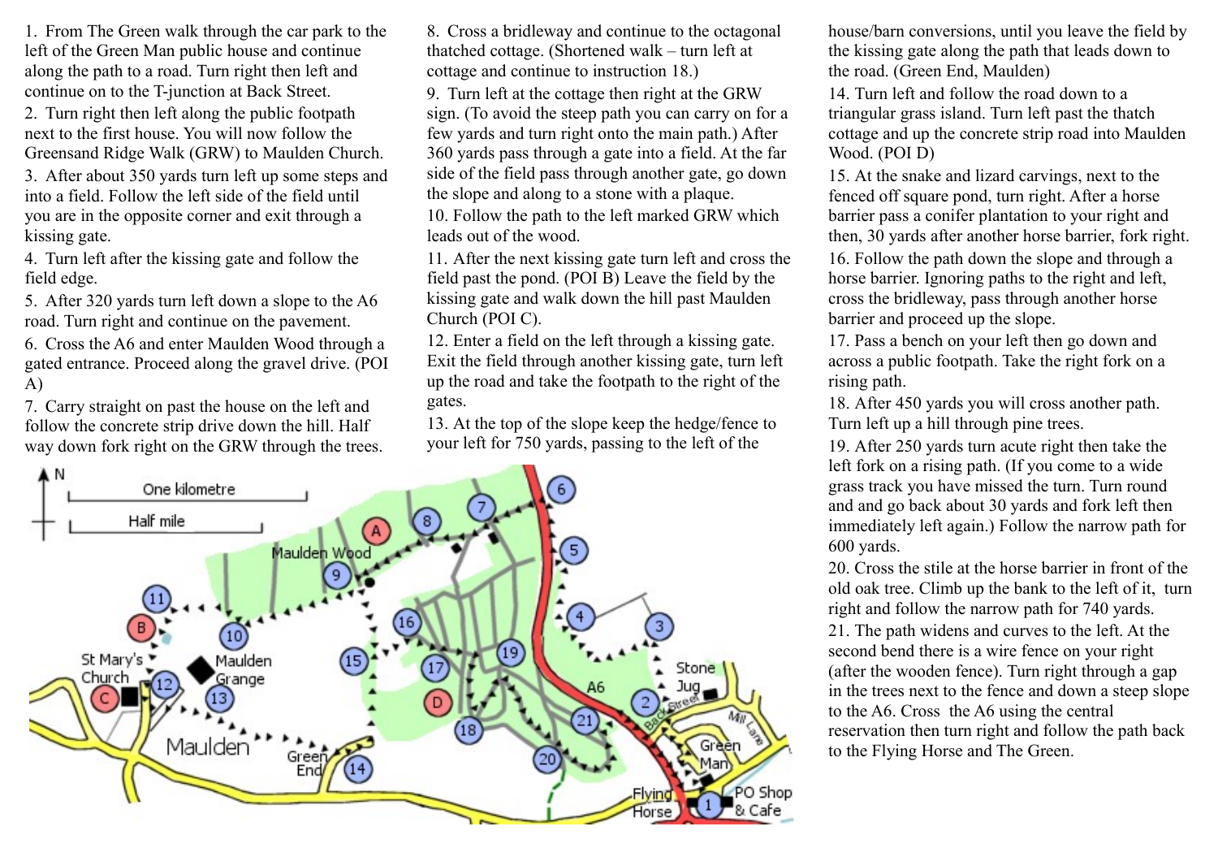1. From The Green walk through the car park to the left of the Green Man public house and continue along the path to a road. Turn right then left and continue on to the T-junction at Back Street.

2. Turn right then left along the public footpath next to the first house. You will now follow the Greensand Ridge Walk (GRW) to Maulden Church.

3. After about 350 yards turn left up some steps and into a field. Follow the left side of the field until you are in the opposite corner and exit through a kissing gate.

4. Turn left after the kissing gate and follow the field edge.

5. After 320 yards turn left down a slope to the A6 road. Turn right and continue on the pavement.

6. Cross the A6 and enter Maulden Wood through a gated entrance. Proceed along the gravel drive. (POI A)

7. Carry straight on past the house on the left and follow the concrete strip drive down the hill. Half way down fork right on the GRW through the trees.

8. Cross a bridleway and continue to the octagonal thatched cottage. (Shortened walk – turn left at cottage and continue to instruction 18.)

9. Turn left at the cottage then right at the GRW sign. (To avoid the steep path you can carry on for a few yards and turn right onto the main path.) After 360 yards pass through a gate into a field. At the far side of the field pass through another gate, go down the slope and along to a stone with a plaque.

10. Follow the path to the left marked GRW which leads out of the wood.

11. After the next kissing gate turn left and cross the field past the pond. (POI B) Leave the field by the kissing gate and walk down the hill past Maulden Church (POI C).

12. Enter a field on the left through a kissing gate. Exit the field through another kissing gate, turn left up the road and take the footpath to the right of the gates.

13. At the top of the slope keep the hedge/fence to your left for 750 yards, passing to the left of the house/barn conversions, until you leave the field by the kissing gate along the path that leads down to the road. (Green End, Maulden)

14. Turn left and follow the road down to a triangular grass island. Turn left past the thatch cottage and up the concrete strip road into Maulden Wood. (POI D)

15. At the snake and lizard carvings, next to the fenced off square pond, turn right. After a horse barrier pass a conifer plantation to your right and then, 30 yards after another horse barrier, fork right.

16. Follow the path down the slope and through a horse barrier. Ignoring paths to the right and left, cross the bridleway, pass through another horse barrier and proceed up the slope.

17. Pass a bench on your left then go down and across a public footpath. Take the right fork on a rising path.

18. After 450 yards you will cross another path. Turn left up a hill through pine trees.

19. After 250 yards turn acute right then take the left fork on a rising path. (If you come to a wide grass track you have missed the turn. Turn round and and go back about 30 yards and fork left then immediately left again.) Follow the narrow path for 600 yards.

20. Cross the stile at the horse barrier in front of the old oak tree. Climb up the bank to the left of it, turn right and follow the narrow path for 740 yards.

21. The path widens and curves to the left. At the second bend there is a wire fence on your right (after the wooden fence). Turn right through a gap in the trees next to the fence and down a steep slope to the A6. Cross the A6 using the central reservation then turn right and follow the path back to the Flying Horse and The Green.

N
One kilometre
Half mile
Maulden Wood
St Mary's Church
Maulden Grange
Maulden
Green End
Stone Jug
Back Street
Mill Lane
Green Man
Flying Horse
PO Shop & Cafe
A6